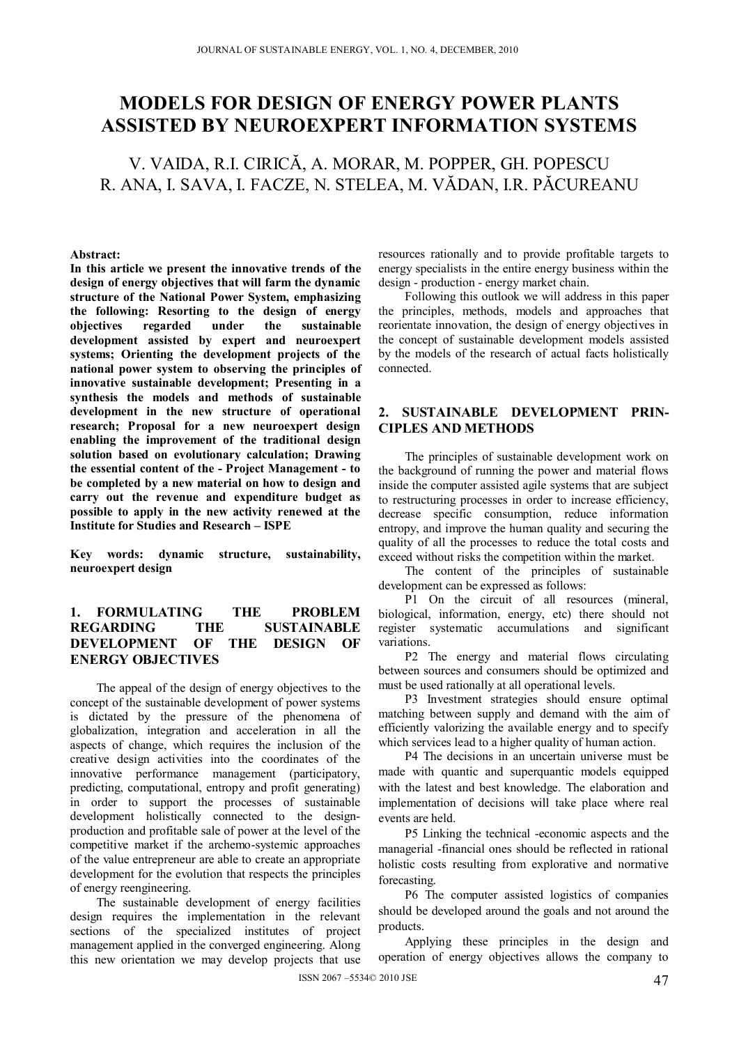# MODELS FOR DESIGN OF ENERGY POWER PLANTS ASSISTED BY NEUROEXPERT INFORMATION SYSTEMS

V. VAIDA, R.I. CIRICĂ, A. MORAR, M. POPPER, GH. POPESCU
R. ANA, I. SAVA, I. FACZE, N. STELEA, M. VĂDAN, I.R. PĂCUREANU

**Abstract:**
**In this article we present the innovative trends of the design of energy objectives that will farm the dynamic structure of the National Power System, emphasizing the following: Resorting to the design of energy objectives regarded under the sustainable development assisted by expert and neuroexpert systems; Orienting the development projects of the national power system to observing the principles of innovative sustainable development; Presenting in a synthesis the models and methods of sustainable development in the new structure of operational research; Proposal for a new neuroexpert design enabling the improvement of the traditional design solution based on evolutionary calculation; Drawing the essential content of the - Project Management - to be completed by a new material on how to design and carry out the revenue and expenditure budget as possible to apply in the new activity renewed at the Institute for Studies and Research – ISPE**

**Key words: dynamic structure, sustainability, neuroexpert design**

## 1. FORMULATING THE PROBLEM REGARDING THE SUSTAINABLE DEVELOPMENT OF THE DESIGN OF ENERGY OBJECTIVES

The appeal of the design of energy objectives to the concept of the sustainable development of power systems is dictated by the pressure of the phenomena of globalization, integration and acceleration in all the aspects of change, which requires the inclusion of the creative design activities into the coordinates of the innovative performance management (participatory, predicting, computational, entropy and profit generating) in order to support the processes of sustainable development holistically connected to the design-production and profitable sale of power at the level of the competitive market if the archemo-systemic approaches of the value entrepreneur are able to create an appropriate development for the evolution that respects the principles of energy reengineering.

The sustainable development of energy facilities design requires the implementation in the relevant sections of the specialized institutes of project management applied in the converged engineering. Along this new orientation we may develop projects that use resources rationally and to provide profitable targets to energy specialists in the entire energy business within the design - production - energy market chain.

Following this outlook we will address in this paper the principles, methods, models and approaches that reorientate innovation, the design of energy objectives in the concept of sustainable development models assisted by the models of the research of actual facts holistically connected.

## 2. SUSTAINABLE DEVELOPMENT PRINCIPLES AND METHODS

The principles of sustainable development work on the background of running the power and material flows inside the computer assisted agile systems that are subject to restructuring processes in order to increase efficiency, decrease specific consumption, reduce information entropy, and improve the human quality and securing the quality of all the processes to reduce the total costs and exceed without risks the competition within the market.

The content of the principles of sustainable development can be expressed as follows:

P1 On the circuit of all resources (mineral, biological, information, energy, etc) there should not register systematic accumulations and significant variations.

P2 The energy and material flows circulating between sources and consumers should be optimized and must be used rationally at all operational levels.

P3 Investment strategies should ensure optimal matching between supply and demand with the aim of efficiently valorizing the available energy and to specify which services lead to a higher quality of human action.

P4 The decisions in an uncertain universe must be made with quantic and superquantic models equipped with the latest and best knowledge. The elaboration and implementation of decisions will take place where real events are held.

P5 Linking the technical -economic aspects and the managerial -financial ones should be reflected in rational holistic costs resulting from explorative and normative forecasting.

P6 The computer assisted logistics of companies should be developed around the goals and not around the products.

Applying these principles in the design and operation of energy objectives allows the company to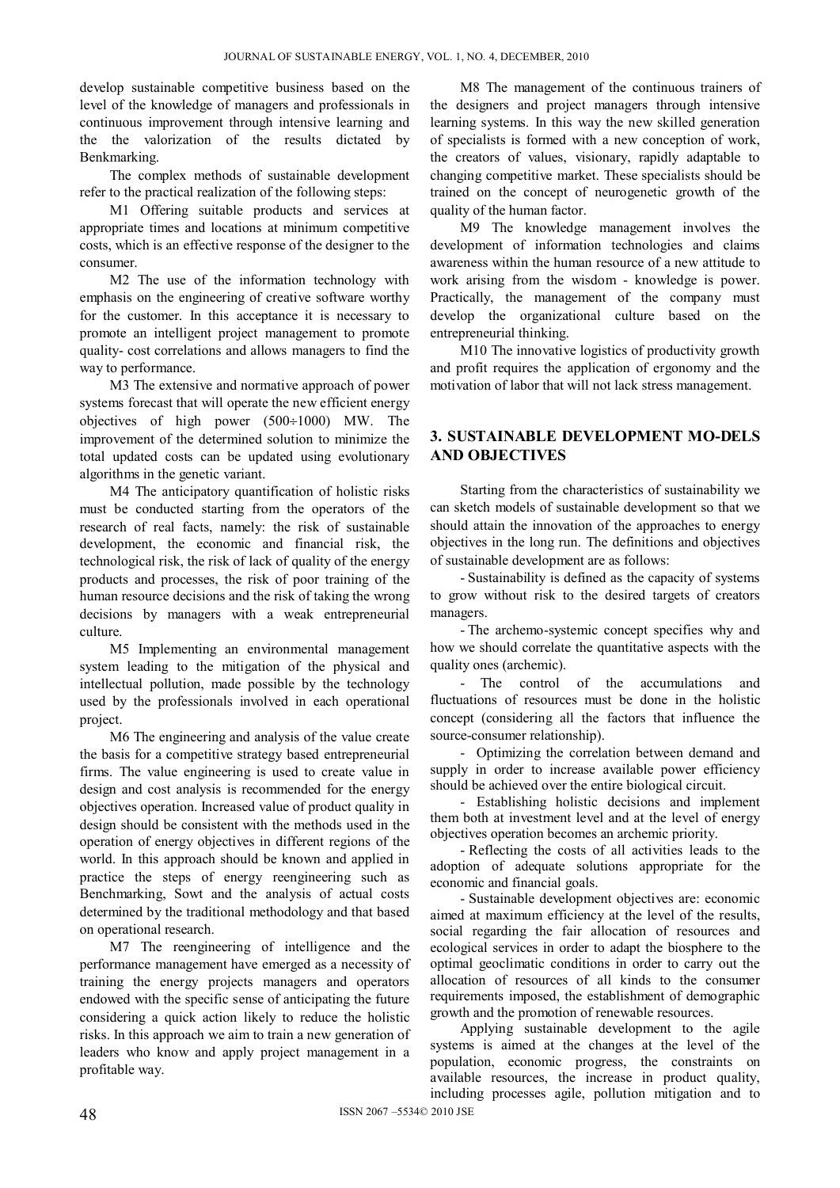develop sustainable competitive business based on the level of the knowledge of managers and professionals in continuous improvement through intensive learning and the the valorization of the results dictated by Benkmarking.

The complex methods of sustainable development refer to the practical realization of the following steps:

M1 Offering suitable products and services at appropriate times and locations at minimum competitive costs, which is an effective response of the designer to the consumer.

M2 The use of the information technology with emphasis on the engineering of creative software worthy for the customer. In this acceptance it is necessary to promote an intelligent project management to promote quality- cost correlations and allows managers to find the way to performance.

M3 The extensive and normative approach of power systems forecast that will operate the new efficient energy objectives of high power (500÷1000) MW. The improvement of the determined solution to minimize the total updated costs can be updated using evolutionary algorithms in the genetic variant.

M4 The anticipatory quantification of holistic risks must be conducted starting from the operators of the research of real facts, namely: the risk of sustainable development, the economic and financial risk, the technological risk, the risk of lack of quality of the energy products and processes, the risk of poor training of the human resource decisions and the risk of taking the wrong decisions by managers with a weak entrepreneurial culture.

M5 Implementing an environmental management system leading to the mitigation of the physical and intellectual pollution, made possible by the technology used by the professionals involved in each operational project.

M6 The engineering and analysis of the value create the basis for a competitive strategy based entrepreneurial firms. The value engineering is used to create value in design and cost analysis is recommended for the energy objectives operation. Increased value of product quality in design should be consistent with the methods used in the operation of energy objectives in different regions of the world. In this approach should be known and applied in practice the steps of energy reengineering such as Benchmarking, Sowt and the analysis of actual costs determined by the traditional methodology and that based on operational research.

M7 The reengineering of intelligence and the performance management have emerged as a necessity of training the energy projects managers and operators endowed with the specific sense of anticipating the future considering a quick action likely to reduce the holistic risks. In this approach we aim to train a new generation of leaders who know and apply project management in a profitable way.

M8 The management of the continuous trainers of the designers and project managers through intensive learning systems. In this way the new skilled generation of specialists is formed with a new conception of work, the creators of values, visionary, rapidly adaptable to changing competitive market. These specialists should be trained on the concept of neurogenetic growth of the quality of the human factor.

M9 The knowledge management involves the development of information technologies and claims awareness within the human resource of a new attitude to work arising from the wisdom - knowledge is power. Practically, the management of the company must develop the organizational culture based on the entrepreneurial thinking.

M10 The innovative logistics of productivity growth and profit requires the application of ergonomy and the motivation of labor that will not lack stress management.

## 3. SUSTAINABLE DEVELOPMENT MO-DELS AND OBJECTIVES

Starting from the characteristics of sustainability we can sketch models of sustainable development so that we should attain the innovation of the approaches to energy objectives in the long run. The definitions and objectives of sustainable development are as follows:

- Sustainability is defined as the capacity of systems to grow without risk to the desired targets of creators managers.
- The archemo-systemic concept specifies why and how we should correlate the quantitative aspects with the quality ones (archemic).
- The control of the accumulations and fluctuations of resources must be done in the holistic concept (considering all the factors that influence the source-consumer relationship).
- Optimizing the correlation between demand and supply in order to increase available power efficiency should be achieved over the entire biological circuit.
- Establishing holistic decisions and implement them both at investment level and at the level of energy objectives operation becomes an archemic priority.
- Reflecting the costs of all activities leads to the adoption of adequate solutions appropriate for the economic and financial goals.
- Sustainable development objectives are: economic aimed at maximum efficiency at the level of the results, social regarding the fair allocation of resources and ecological services in order to adapt the biosphere to the optimal geoclimatic conditions in order to carry out the allocation of resources of all kinds to the consumer requirements imposed, the establishment of demographic growth and the promotion of renewable resources.

Applying sustainable development to the agile systems is aimed at the changes at the level of the population, economic progress, the constraints on available resources, the increase in product quality, including processes agile, pollution mitigation and to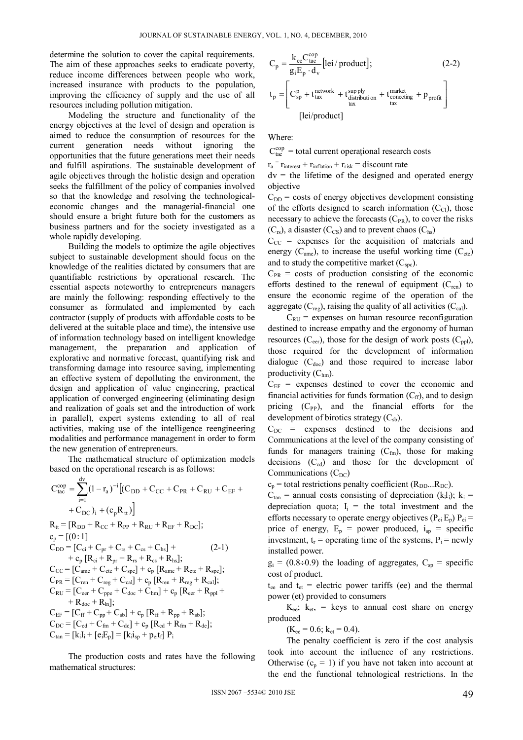determine the solution to cover the capital requirements. The aim of these approaches seeks to eradicate poverty, reduce income differences between people who work, increased insurance with products to the population, improving the efficiency of supply and the use of all resources including pollution mitigation.

Modeling the structure and functionality of the energy objectives at the level of design and operation is aimed to reduce the consumption of resources for the current generation needs without ignoring the opportunities that the future generations meet their needs and fulfill aspirations. The sustainable development of agile objectives through the holistic design and operation seeks the fulfillment of the policy of companies involved so that the knowledge and resolving the technological-economic changes and the managerial-financial one should ensure a bright future both for the customers as business partners and for the society investigated as a whole rapidly developing.

Building the models to optimize the agile objectives subject to sustainable development should focus on the knowledge of the realities dictated by consumers that are quantifiable restrictions by operational research. The essential aspects noteworthy to entrepreneurs managers are mainly the following: responding effectively to the consumer as formulated and implemented by each contractor (supply of products with affordable costs to be delivered at the suitable place and time), the intensive use of information technology based on intelligent knowledge management, the preparation and application of explorative and normative forecast, quantifying risk and transforming damage into resource saving, implementing an effective system of depolluting the environment, the design and application of value engineering, practical application of converged engineering (eliminating design and realization of goals set and the introduction of work in parallel), expert systems extending to all of real activities, making use of the intelligence reengineering modalities and performance management in order to form the new generation of entrepreneurs.

The mathematical structure of optimization models based on the operational research is as follows:

$$C_{tac}^{cop} = \sum_{i=1}^{dv} (1 - r_a)^{-i} \left[ (C_{DD} + C_{CC} + C_{PR} + C_{RU} + C_{EF} + C_{DC})_i + (c_p R_{tt}) \right]$$

$$R_{tt} = [R_{DD} + R_{CC} + R_{PP} + R_{RU} + R_{EF} + R_{DC}];$$

$$c_p = [(0 \div 1]$$

$$C_{DD} = [C_{ci} + C_{pr} + C_{rs} + C_{cs} + C_{hs}] + c_p [R_{ci} + R_{pr} + R_{rs} + R_{cs} + R_{hs}]; \qquad (2\text{-}1)$$

$$C_{CC} = [C_{ame} + C_{cte} + C_{spc}] + c_p [R_{ame} + R_{cte} + R_{spc}];$$

$$C_{PR} = [C_{ren} + C_{reg} + C_{cal}] + c_p [R_{ren} + R_{reg} + R_{cal}];$$

$$C_{RU} = [C_{eer} + C_{ppe} + C_{doc} + C_{hm}] + c_p [R_{eer} + R_{ppl} + R_{doc} + R_{ln}];$$

$$C_{EF} = [C_{ff} + C_{pp} + C_{sb}] + c_p [R_{ff} + R_{pp} + R_{sb}];$$

$$C_{DC} = [C_{cd} + C_{fm} + C_{dc}] + c_p [R_{cd} + R_{fm} + R_{de}];$$

$$C_{tan} = [k_i I_i + [e_i E_p] = [k_i i_{sp} + p_{ei} t_f] P_i$$

The production costs and rates have the following mathematical structures:

$$C_p = \frac{k_{ee} C_{tac}^{cop}}{g_i E_p \cdot d_v} [\text{lei/product}]; \qquad (2\text{-}2)$$

$$t_p = \left[ C_{sp}^p + t_{tax}^{network} + t_{\substack{distribution \\ tax}}^{supply} + t_{\substack{conecting \\ tax}}^{market} + p_{profit} \right] [\text{lei/product}]$$

Where:

$C_{tac}^{cop}$ = total current operaţional research costs

$r_a = r_{interest} + r_{inflation} + r_{risk}$ = discount rate

dv = the lifetime of the designed and operated energy objective

$C_{DD}$ = costs of energy objectives development consisting of the efforts designed to search information ($C_{CI}$), those necessary to achieve the forecasts ($C_{PR}$), to cover the risks ($C_{rs}$), a disaster ($C_{CS}$) and to prevent chaos ($C_{hs}$)

$C_{CC}$ = expenses for the acquisition of materials and energy ($C_{ame}$), to increase the useful working time ($C_{cte}$) and to study the competitive market ($C_{spc}$).

$C_{PR}$ = costs of production consisting of the economic efforts destined to the renewal of equipment ($C_{ren}$) to ensure the economic regime of the operation of the aggregate ($C_{reg}$), raising the quality of all activities ($C_{cal}$).

$C_{RU}$ = expenses on human resource reconfiguration destined to increase empathy and the ergonomy of human resources ($C_{eer}$), those for the design of work posts ($C_{ppl}$), those required for the development of information dialogue ($C_{doc}$) and those required to increase labor productivity ($C_{hm}$).

$C_{EF}$ = expenses destined to cover the economic and financial activities for funds formation ($C_{ff}$), and to design pricing ($C_{PP}$), and the financial efforts for the development of birotics strategy ($C_{sb}$).

$C_{DC}$ = expenses destined to the decisions and Communications at the level of the company consisting of funds for managers training ($C_{fm}$), those for making decisions ($C_{cd}$) and those for the development of Communications ($C_{DC}$)

$c_p$ = total restrictions penalty coefficient ($R_{DD}...R_{DC}$).

$C_{tan}$ = annual costs consisting of depreciation ($k_i I_i$); $k_i$ = depreciation quota; $I_i$ = the total investment and the efforts necessary to operate energy objectives ($P_{ei} E_p$) $P_{ei}$ = price of energy, $E_p$ = power produced, $i_{sp}$ = specific investment, $t_r$ = operating time of the systems, $P_i$ = newly installed power.

$g_i = (0.8 \div 0.9)$ the loading of aggregates, $C_{sp}$ = specific cost of product.

$t_{ee}$ and $t_{et}$ = electric power tariffs (ee) and the thermal power (et) provided to consumers

$K_{ee}$; $k_{et}$, = keys to annual cost share on energy produced

($K_{ee} = 0.6$; $k_{et} = 0.4$).

The penalty coefficient is zero if the cost analysis took into account the influence of any restrictions. Otherwise ($c_p = 1$) if you have not taken into account at the end the functional tehnological restrictions. In the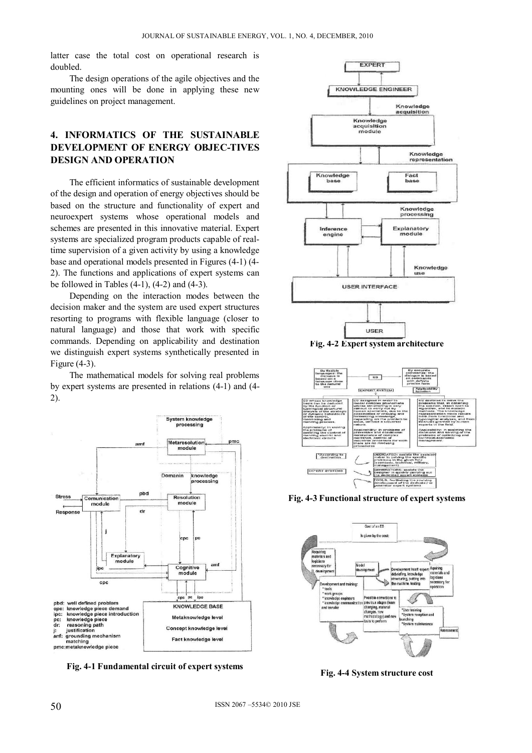latter case the total cost on operational research is doubled.

The design operations of the agile objectives and the mounting ones will be done in applying these new guidelines on project management.

## 4. INFORMATICS OF THE SUSTAINABLE DEVELOPMENT OF ENERGY OBJEC-TIVES DESIGN AND OPERATION

The efficient informatics of sustainable development of the design and operation of energy objectives should be based on the structure and functionality of expert and neuroexpert systems whose operational models and schemes are presented in this innovative material. Expert systems are specialized program products capable of real-time supervision of a given activity by using a knowledge base and operational models presented in Figures (4-1) (4-2). The functions and applications of expert systems can be followed in Tables (4-1), (4-2) and (4-3).

Depending on the interaction modes between the decision maker and the system are used expert structures resorting to programs with flexible language (closer to natural language) and those that work with specific commands. Depending on applicability and destination we distinguish expert systems synthetically presented in Figure (4-3).

The mathematical models for solving real problems by expert systems are presented in relations (4-1) and (4-2).

**Fig. 4-1 Fundamental circuit of expert systems**

**Fig. 4-2 Expert system architecture**

**Fig. 4-3 Functional structure of expert systems**

**Fig. 4-4 System structure cost**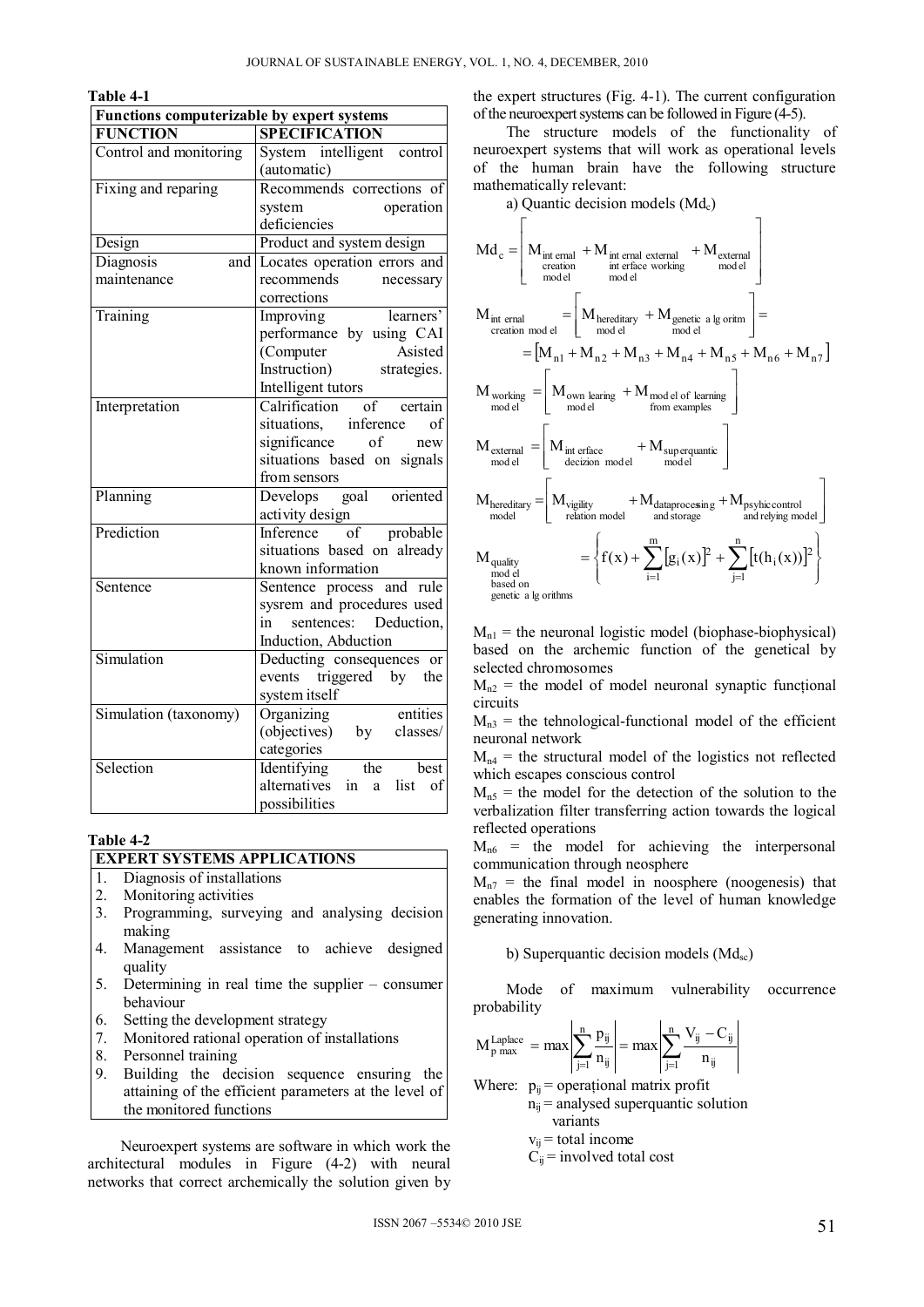**Table 4-1**

| Functions computerizable by expert systems | |
|---|---|
| **FUNCTION** | **SPECIFICATION** |
| Control and monitoring | System intelligent control (automatic) |
| Fixing and reparing | Recommends corrections of system operation deficiencies |
| Design | Product and system design |
| Diagnosis and maintenance | Locates operation errors and recommends necessary corrections |
| Training | Improving learners' performance by using CAI (Computer Asisted Instruction) strategies. Intelligent tutors |
| Interpretation | Calrification of certain situations, inference of significance of new situations based on signals from sensors |
| Planning | Develops goal oriented activity design |
| Prediction | Inference of probable situations based on already known information |
| Sentence | Sentence process and rule sysrem and procedures used in sentences: Deduction, Induction, Abduction |
| Simulation | Deducting consequences or events triggered by the system itself |
| Simulation (taxonomy) | Organizing entities (objectives) by classes/ categories |
| Selection | Identifying the best alternatives in a list of possibilities |

**Table 4-2**

| EXPERT SYSTEMS APPLICATIONS |
|---|
| 1. Diagnosis of installations |
| 2. Monitoring activities |
| 3. Programming, surveying and analysing decision making |
| 4. Management assistance to achieve designed quality |
| 5. Determining in real time the supplier – consumer behaviour |
| 6. Setting the development strategy |
| 7. Monitored rational operation of installations |
| 8. Personnel training |
| 9. Building the decision sequence ensuring the attaining of the efficient parameters at the level of the monitored functions |

Neuroexpert systems are software in which work the architectural modules in Figure (4-2) with neural networks that correct archemically the solution given by the expert structures (Fig. 4-1). The current configuration of the neuroexpert systems can be followed in Figure (4-5).

The structure models of the functionality of neuroexpert systems that will work as operational levels of the human brain have the following structure mathematically relevant:

a) Quantic decision models ($Md_c$)

$$Md_c = \left[ M_{\substack{\text{internal}\\ \text{creation}\\ \text{model}}} + M_{\substack{\text{internal external}\\ \text{interface working}\\ \text{model}}} + M_{\substack{\text{external}\\ \text{model}}} \right]$$

$$M_{\substack{\text{internal}\\ \text{creation model}}} = \left[ M_{\substack{\text{hereditary}\\ \text{model}}} + M_{\substack{\text{genetic algoritm}\\ \text{model}}} \right] = \left[ M_{n1} + M_{n2} + M_{n3} + M_{n4} + M_{n5} + M_{n6} + M_{n7} \right]$$

$$M_{\substack{\text{working}\\ \text{model}}} = \left[ M_{\substack{\text{own learing}\\ \text{model}}} + M_{\substack{\text{model of learning}\\ \text{from examples}}} \right]$$

$$M_{\substack{\text{external}\\ \text{model}}} = \left[ M_{\substack{\text{interface}\\ \text{decizion model}}} + M_{\substack{\text{superquantic}\\ \text{model}}} \right]$$

$$M_{\substack{\text{hereditary}\\ \text{model}}} = \left[ M_{\substack{\text{vigility}\\ \text{relation model}}} + M_{\substack{\text{dataprocessing}\\ \text{and storage}}} + M_{\substack{\text{psyhic control}\\ \text{and relying model}}} \right]$$

$$M_{\substack{\text{quality}\\ \text{model}\\ \text{based on}\\ \text{genetic algorithms}}} = \left\{ f(x) + \sum_{i=1}^{m} \left[ g_i(x) \right]^2 + \sum_{j=1}^{n} \left[ t(h_i(x)) \right]^2 \right\}$$

$M_{n1}$ = the neuronal logistic model (biophase-biophysical) based on the archemic function of the genetical by selected chromosomes

$M_{n2}$ = the model of model neuronal synaptic funcțional circuits

$M_{n3}$ = the tehnological-functional model of the efficient neuronal network

$M_{n4}$ = the structural model of the logistics not reflected which escapes conscious control

$M_{n5}$ = the model for the detection of the solution to the verbalization filter transferring action towards the logical reflected operations

$M_{n6}$ = the model for achieving the interpersonal communication through neosphere

$M_{n7}$ = the final model in noosphere (noogenesis) that enables the formation of the level of human knowledge generating innovation.

b) Superquantic decision models ($Md_{sc}$)

Mode of maximum vulnerability occurrence probability

$$M_{p\,max}^{Laplace} = \max \left| \sum_{j=1}^{n} \frac{p_{ij}}{n_{ij}} \right| = \max \left| \sum_{j=1}^{n} \frac{V_{ij} - C_{ij}}{n_{ij}} \right|$$

Where: $p_{ij}$ = operațional matrix profit

$n_{ij}$ = analysed superquantic solution variants

$v_{ij}$ = total income

$C_{ij}$ = involved total cost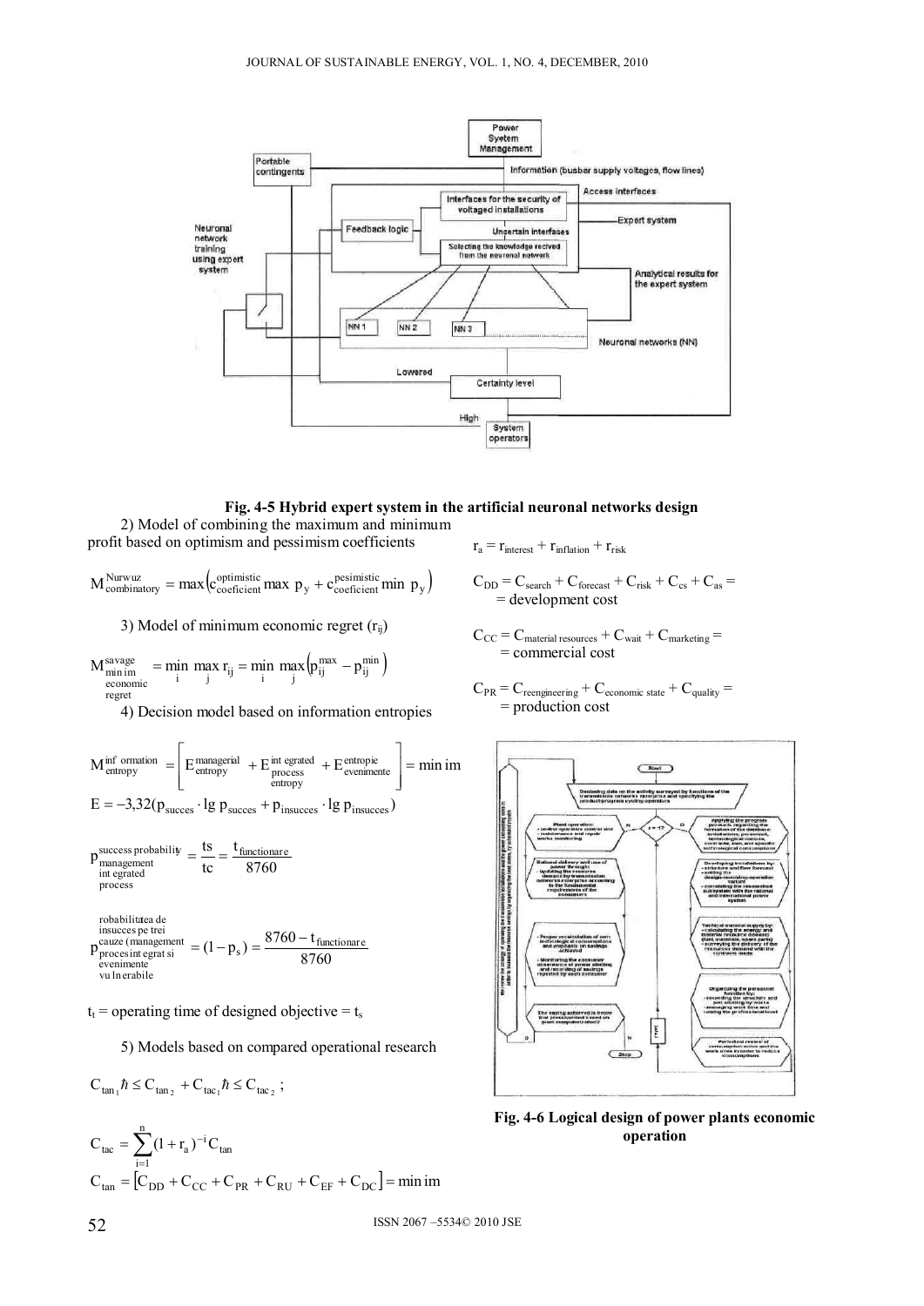Fig. 4-5 Hybrid expert system in the artificial neuronal networks design

2) Model of combining the maximum and minimum profit based on optimism and pessimism coefficients

$$M^{Nurwuz}_{combinatory} = \max\left(c^{optimistic}_{coeficient} \max\ p_y + c^{pesimistic}_{coeficient} \min\ p_y\right)$$

3) Model of minimum economic regret ($r_{ij}$)

$$M^{savage}_{\substack{\min im \\ economic \\ regret}} = \min_i \max_j r_{ij} = \min_i \max_j \left(p^{\max}_{ij} - p^{\min}_{ij}\right)$$

4) Decision model based on information entropies

$$M^{\inf ormation}_{entropy} = \left[E^{managerial}_{entropy} + E^{\int egrated}_{\substack{process \\ entropy}} + E^{entropie}_{evenimente}\right] = \min im$$

$$E = -3{,}32(p_{succes} \cdot \lg p_{succes} + p_{insucces} \cdot \lg p_{insucces})$$

$$p^{success\ probability}_{\substack{management \\ \int egrated \\ process}} = \frac{ts}{tc} = \frac{t_{functionare}}{8760}$$

$$p^{robabilitatea\ de}_{\substack{insucces\ pe\ trei \\ cauze\ (management \\ proces\ \int egrat\ si \\ evenimente \\ vu\ln erabile}} = (1 - p_s) = \frac{8760 - t_{functionare}}{8760}$$

$t_f$ = operating time of designed objective = $t_s$

5) Models based on compared operational research

$$C_{\tan_1}\hbar \leq C_{\tan_2} + C_{tac_1}\hbar \leq C_{tac_2};$$

$$C_{tac} = \sum_{i=1}^{n}(1 + r_a)^{-i} C_{\tan}$$

$$C_{\tan} = \left[C_{DD} + C_{CC} + C_{PR} + C_{RU} + C_{EF} + C_{DC}\right] = \min im$$

$$r_a = r_{interest} + r_{inflation} + r_{risk}$$

$$C_{DD} = C_{search} + C_{forecast} + C_{risk} + C_{cs} + C_{as} = \text{development cost}$$

$$C_{CC} = C_{material\ resources} + C_{wait} + C_{marketing} = \text{commercial cost}$$

$$C_{PR} = C_{reengineering} + C_{economic\ state} + C_{quality} = \text{production cost}$$

Fig. 4-6 Logical design of power plants economic operation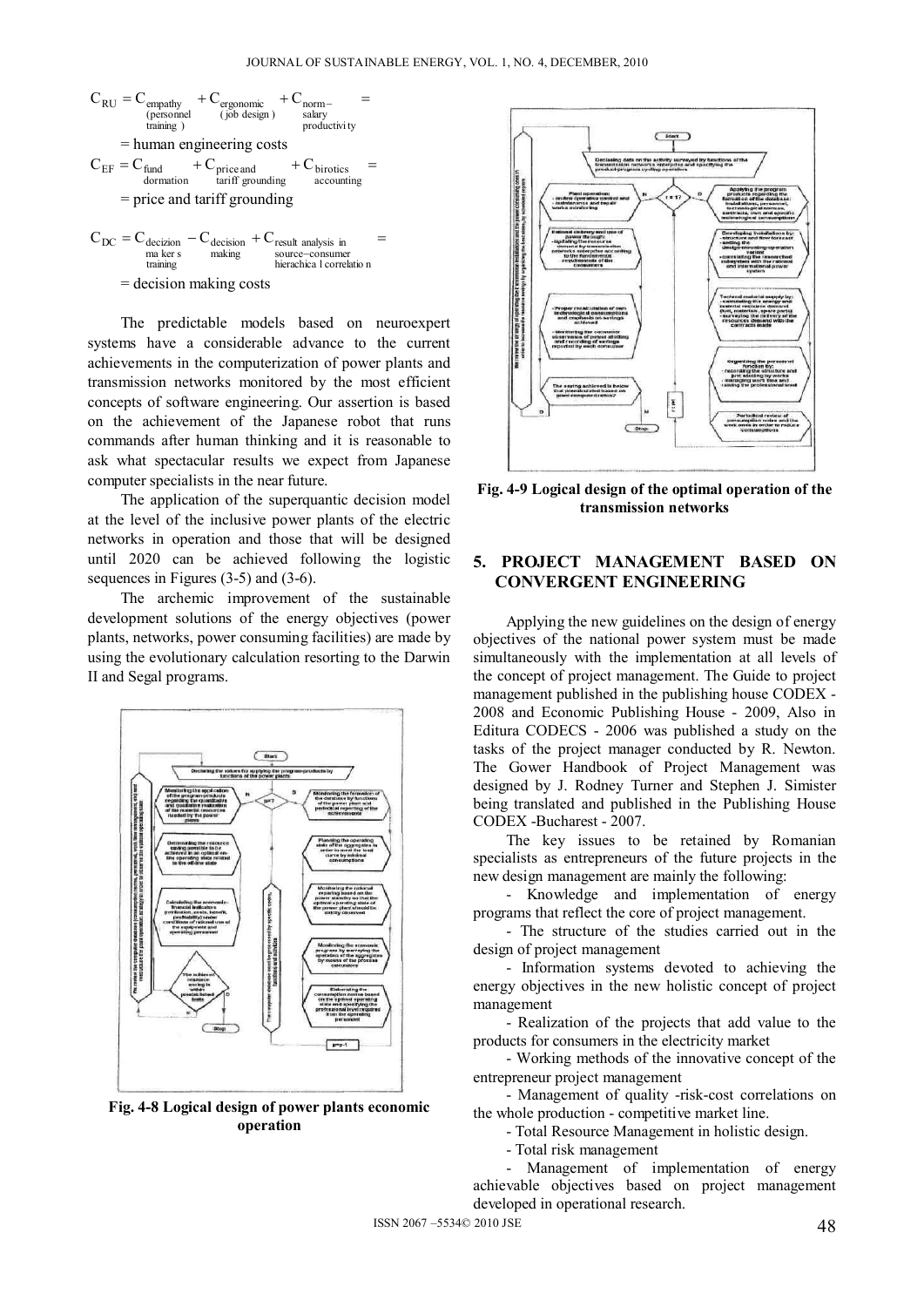$$C_{RU} = C_{\substack{\text{empathy} \\ \text{(personnel} \\ \text{training )}}} + C_{\substack{\text{ergonomic} \\ \text{( job design )}}} + C_{\substack{\text{norm}- \\ \text{salary} \\ \text{productivity}}} =$$

$= \text{human engineering costs}$

$$C_{EF} = C_{\substack{\text{fund} \\ \text{dormation}}} + C_{\substack{\text{price and} \\ \text{tariff grounding}}} + C_{\substack{\text{birotics} \\ \text{accounting}}} =$$

$= \text{price and tariff grounding}$

$$C_{DC} = C_{\substack{\text{decizion} \\ \text{ma ker s} \\ \text{training}}} - C_{\substack{\text{decision} \\ \text{making}}} + C_{\substack{\text{result analysis in} \\ \text{source-consumer} \\ \text{hierachica l correlatio n}}} =$$

$= \text{decision making costs}$

The predictable models based on neuroexpert systems have a considerable advance to the current achievements in the computerization of power plants and transmission networks monitored by the most efficient concepts of software engineering. Our assertion is based on the achievement of the Japanese robot that runs commands after human thinking and it is reasonable to ask what spectacular results we expect from Japanese computer specialists in the near future.

The application of the superquantic decision model at the level of the inclusive power plants of the electric networks in operation and those that will be designed until 2020 can be achieved following the logistic sequences in Figures (3-5) and (3-6).

The archemic improvement of the sustainable development solutions of the energy objectives (power plants, networks, power consuming facilities) are made by using the evolutionary calculation resorting to the Darwin II and Segal programs.

**Fig. 4-8 Logical design of power plants economic operation**

**Fig. 4-9 Logical design of the optimal operation of the transmission networks**

## 5. PROJECT MANAGEMENT BASED ON CONVERGENT ENGINEERING

Applying the new guidelines on the design of energy objectives of the national power system must be made simultaneously with the implementation at all levels of the concept of project management. The Guide to project management published in the publishing house CODEX - 2008 and Economic Publishing House - 2009, Also in Editura CODECS - 2006 was published a study on the tasks of the project manager conducted by R. Newton. The Gower Handbook of Project Management was designed by J. Rodney Turner and Stephen J. Simister being translated and published in the Publishing House CODEX -Bucharest - 2007.

The key issues to be retained by Romanian specialists as entrepreneurs of the future projects in the new design management are mainly the following:

- Knowledge and implementation of energy programs that reflect the core of project management.
- The structure of the studies carried out in the design of project management
- Information systems devoted to achieving the energy objectives in the new holistic concept of project management
- Realization of the projects that add value to the products for consumers in the electricity market
- Working methods of the innovative concept of the entrepreneur project management
- Management of quality -risk-cost correlations on the whole production - competitive market line.
- Total Resource Management in holistic design.
- Total risk management
- Management of implementation of energy achievable objectives based on project management developed in operational research.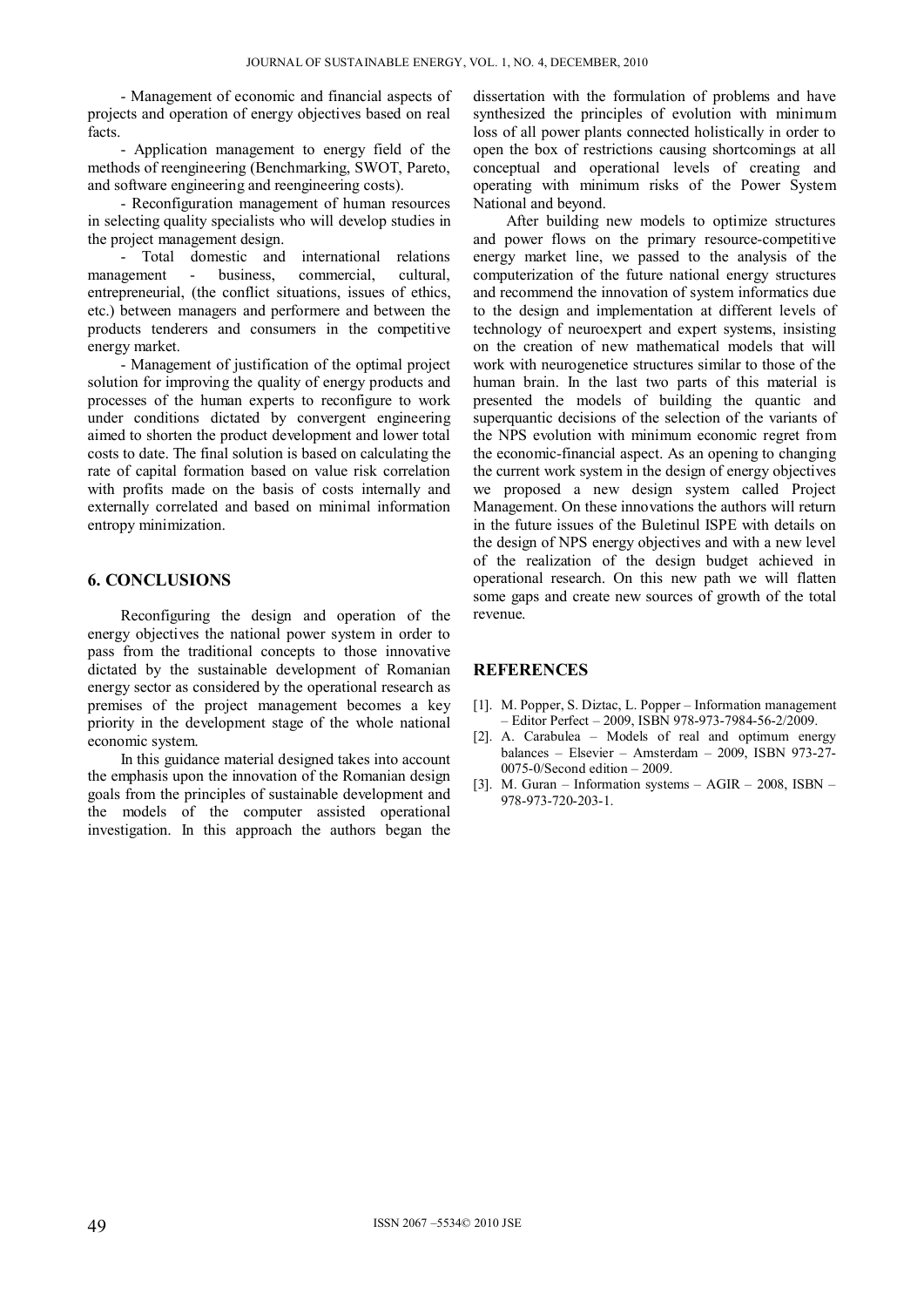- Management of economic and financial aspects of projects and operation of energy objectives based on real facts.

- Application management to energy field of the methods of reengineering (Benchmarking, SWOT, Pareto, and software engineering and reengineering costs).

- Reconfiguration management of human resources in selecting quality specialists who will develop studies in the project management design.

- Total domestic and international relations management - business, commercial, cultural, entrepreneurial, (the conflict situations, issues of ethics, etc.) between managers and performere and between the products tenderers and consumers in the competitive energy market.

- Management of justification of the optimal project solution for improving the quality of energy products and processes of the human experts to reconfigure to work under conditions dictated by convergent engineering aimed to shorten the product development and lower total costs to date. The final solution is based on calculating the rate of capital formation based on value risk correlation with profits made on the basis of costs internally and externally correlated and based on minimal information entropy minimization.

## 6. CONCLUSIONS

Reconfiguring the design and operation of the energy objectives the national power system in order to pass from the traditional concepts to those innovative dictated by the sustainable development of Romanian energy sector as considered by the operational research as premises of the project management becomes a key priority in the development stage of the whole national economic system.

In this guidance material designed takes into account the emphasis upon the innovation of the Romanian design goals from the principles of sustainable development and the models of the computer assisted operational investigation. In this approach the authors began the dissertation with the formulation of problems and have synthesized the principles of evolution with minimum loss of all power plants connected holistically in order to open the box of restrictions causing shortcomings at all conceptual and operational levels of creating and operating with minimum risks of the Power System National and beyond.

After building new models to optimize structures and power flows on the primary resource-competitive energy market line, we passed to the analysis of the computerization of the future national energy structures and recommend the innovation of system informatics due to the design and implementation at different levels of technology of neuroexpert and expert systems, insisting on the creation of new mathematical models that will work with neurogenetice structures similar to those of the human brain. In the last two parts of this material is presented the models of building the quantic and superquantic decisions of the selection of the variants of the NPS evolution with minimum economic regret from the economic-financial aspect. As an opening to changing the current work system in the design of energy objectives we proposed a new design system called Project Management. On these innovations the authors will return in the future issues of the Buletinul ISPE with details on the design of NPS energy objectives and with a new level of the realization of the design budget achieved in operational research. On this new path we will flatten some gaps and create new sources of growth of the total revenue.

## REFERENCES

[1]. M. Popper, S. Diztac, L. Popper – Information management – Editor Perfect – 2009, ISBN 978-973-7984-56-2/2009.

[2]. A. Carabulea – Models of real and optimum energy balances – Elsevier – Amsterdam – 2009, ISBN 973-27-0075-0/Second edition – 2009.

[3]. M. Guran – Information systems – AGIR – 2008, ISBN – 978-973-720-203-1.